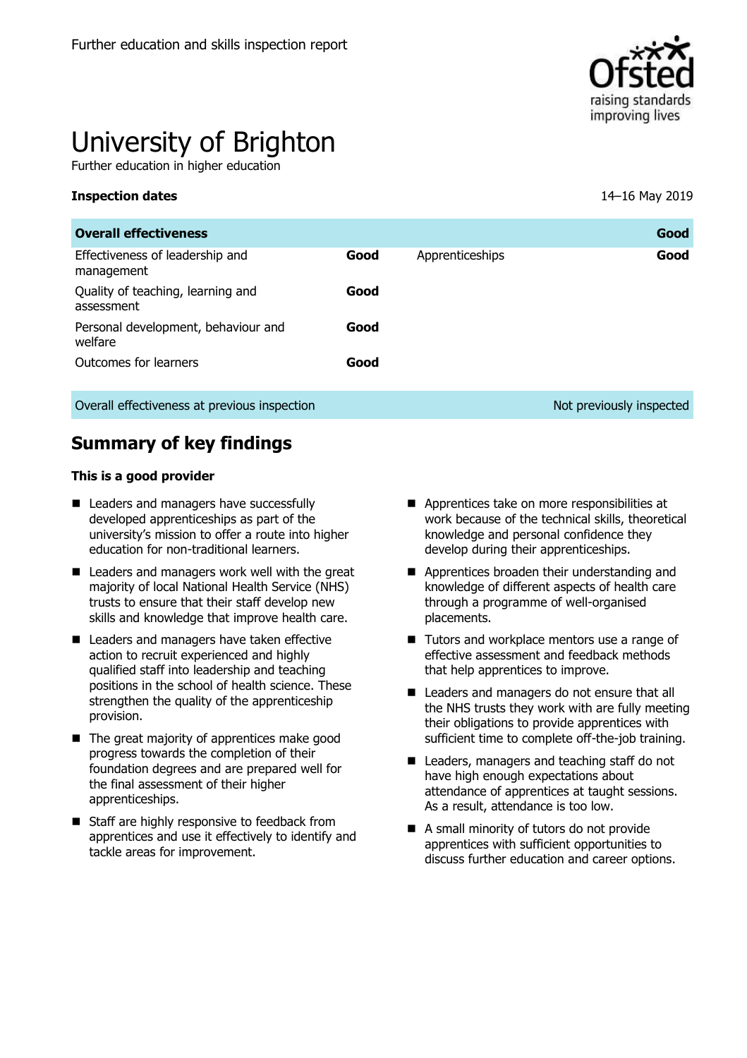Further education and skills inspection report

# University of Brighton

Further education in higher education

**Inspection dates** 14–16 May 2019

| **Overall effectiveness** | | | **Good** |
|---|---|---|---|
| Effectiveness of leadership and management | **Good** | Apprenticeships | **Good** |
| Quality of teaching, learning and assessment | **Good** | | |
| Personal development, behaviour and welfare | **Good** | | |
| Outcomes for learners | **Good** | | |
| Overall effectiveness at previous inspection | | | Not previously inspected |

## Summary of key findings

**This is a good provider**

- Leaders and managers have successfully developed apprenticeships as part of the university's mission to offer a route into higher education for non-traditional learners.
- Leaders and managers work well with the great majority of local National Health Service (NHS) trusts to ensure that their staff develop new skills and knowledge that improve health care.
- Leaders and managers have taken effective action to recruit experienced and highly qualified staff into leadership and teaching positions in the school of health science. These strengthen the quality of the apprenticeship provision.
- The great majority of apprentices make good progress towards the completion of their foundation degrees and are prepared well for the final assessment of their higher apprenticeships.
- Staff are highly responsive to feedback from apprentices and use it effectively to identify and tackle areas for improvement.
- Apprentices take on more responsibilities at work because of the technical skills, theoretical knowledge and personal confidence they develop during their apprenticeships.
- Apprentices broaden their understanding and knowledge of different aspects of health care through a programme of well-organised placements.
- Tutors and workplace mentors use a range of effective assessment and feedback methods that help apprentices to improve.
- Leaders and managers do not ensure that all the NHS trusts they work with are fully meeting their obligations to provide apprentices with sufficient time to complete off-the-job training.
- Leaders, managers and teaching staff do not have high enough expectations about attendance of apprentices at taught sessions. As a result, attendance is too low.
- A small minority of tutors do not provide apprentices with sufficient opportunities to discuss further education and career options.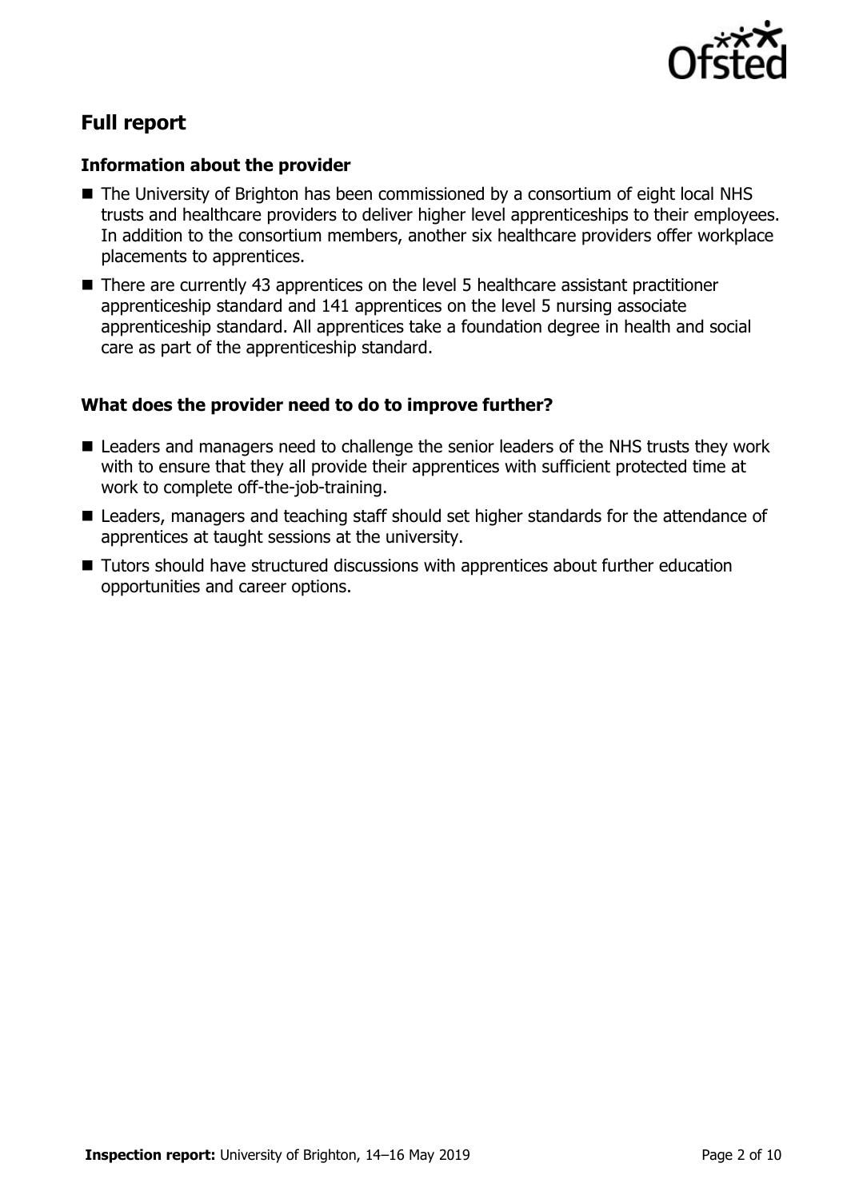## Full report

### Information about the provider

- The University of Brighton has been commissioned by a consortium of eight local NHS trusts and healthcare providers to deliver higher level apprenticeships to their employees. In addition to the consortium members, another six healthcare providers offer workplace placements to apprentices.
- There are currently 43 apprentices on the level 5 healthcare assistant practitioner apprenticeship standard and 141 apprentices on the level 5 nursing associate apprenticeship standard. All apprentices take a foundation degree in health and social care as part of the apprenticeship standard.

### What does the provider need to do to improve further?

- Leaders and managers need to challenge the senior leaders of the NHS trusts they work with to ensure that they all provide their apprentices with sufficient protected time at work to complete off-the-job-training.
- Leaders, managers and teaching staff should set higher standards for the attendance of apprentices at taught sessions at the university.
- Tutors should have structured discussions with apprentices about further education opportunities and career options.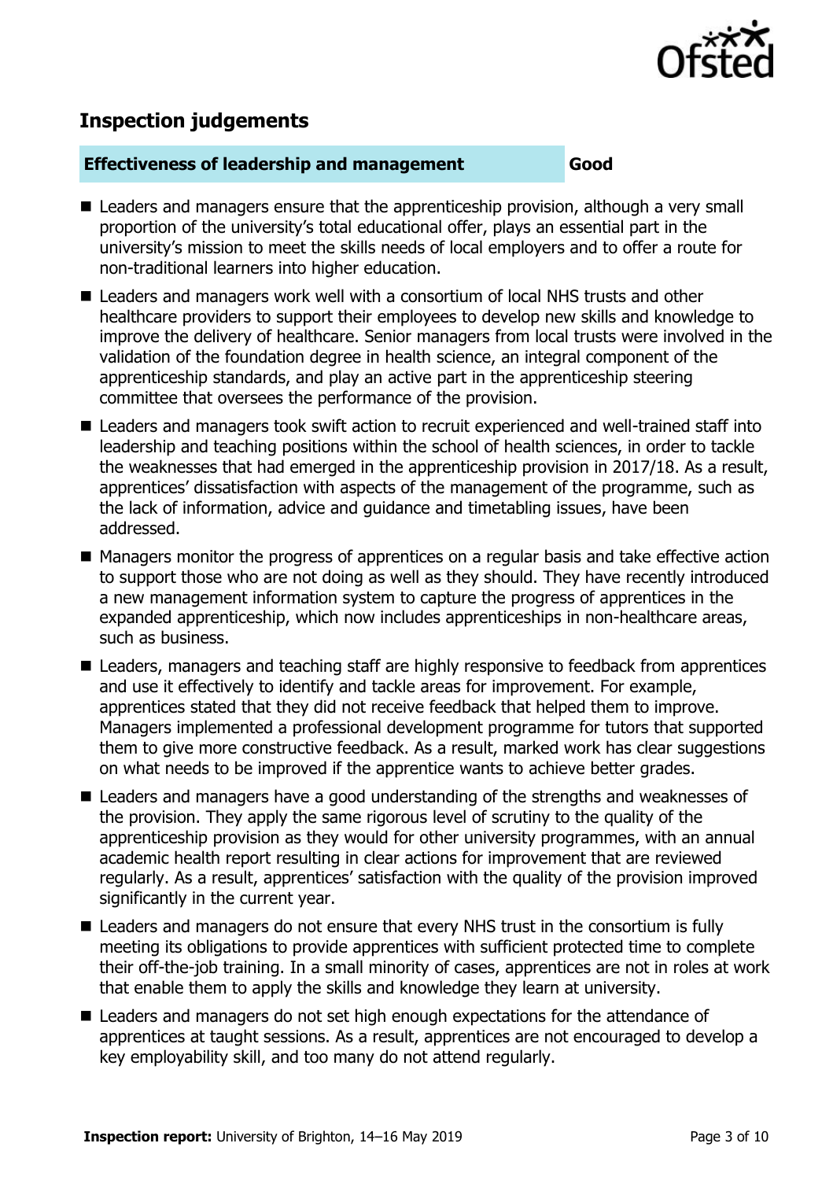## Inspection judgements

| Effectiveness of leadership and management | Good |
| --- | --- |

- Leaders and managers ensure that the apprenticeship provision, although a very small proportion of the university's total educational offer, plays an essential part in the university's mission to meet the skills needs of local employers and to offer a route for non-traditional learners into higher education.
- Leaders and managers work well with a consortium of local NHS trusts and other healthcare providers to support their employees to develop new skills and knowledge to improve the delivery of healthcare. Senior managers from local trusts were involved in the validation of the foundation degree in health science, an integral component of the apprenticeship standards, and play an active part in the apprenticeship steering committee that oversees the performance of the provision.
- Leaders and managers took swift action to recruit experienced and well-trained staff into leadership and teaching positions within the school of health sciences, in order to tackle the weaknesses that had emerged in the apprenticeship provision in 2017/18. As a result, apprentices' dissatisfaction with aspects of the management of the programme, such as the lack of information, advice and guidance and timetabling issues, have been addressed.
- Managers monitor the progress of apprentices on a regular basis and take effective action to support those who are not doing as well as they should. They have recently introduced a new management information system to capture the progress of apprentices in the expanded apprenticeship, which now includes apprenticeships in non-healthcare areas, such as business.
- Leaders, managers and teaching staff are highly responsive to feedback from apprentices and use it effectively to identify and tackle areas for improvement. For example, apprentices stated that they did not receive feedback that helped them to improve. Managers implemented a professional development programme for tutors that supported them to give more constructive feedback. As a result, marked work has clear suggestions on what needs to be improved if the apprentice wants to achieve better grades.
- Leaders and managers have a good understanding of the strengths and weaknesses of the provision. They apply the same rigorous level of scrutiny to the quality of the apprenticeship provision as they would for other university programmes, with an annual academic health report resulting in clear actions for improvement that are reviewed regularly. As a result, apprentices' satisfaction with the quality of the provision improved significantly in the current year.
- Leaders and managers do not ensure that every NHS trust in the consortium is fully meeting its obligations to provide apprentices with sufficient protected time to complete their off-the-job training. In a small minority of cases, apprentices are not in roles at work that enable them to apply the skills and knowledge they learn at university.
- Leaders and managers do not set high enough expectations for the attendance of apprentices at taught sessions. As a result, apprentices are not encouraged to develop a key employability skill, and too many do not attend regularly.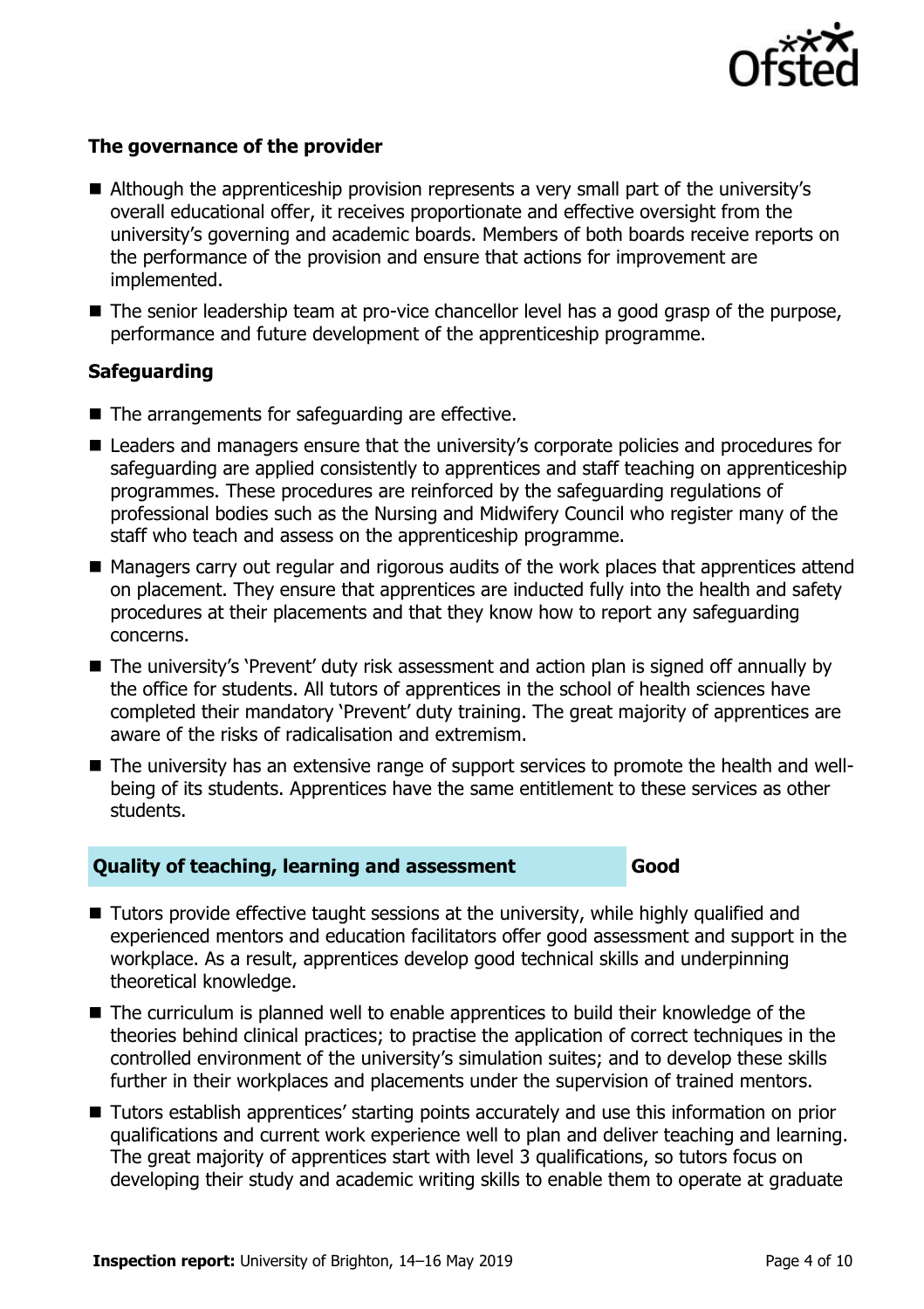### The governance of the provider

- Although the apprenticeship provision represents a very small part of the university's overall educational offer, it receives proportionate and effective oversight from the university's governing and academic boards. Members of both boards receive reports on the performance of the provision and ensure that actions for improvement are implemented.
- The senior leadership team at pro-vice chancellor level has a good grasp of the purpose, performance and future development of the apprenticeship programme.

### Safeguarding

- The arrangements for safeguarding are effective.
- Leaders and managers ensure that the university's corporate policies and procedures for safeguarding are applied consistently to apprentices and staff teaching on apprenticeship programmes. These procedures are reinforced by the safeguarding regulations of professional bodies such as the Nursing and Midwifery Council who register many of the staff who teach and assess on the apprenticeship programme.
- Managers carry out regular and rigorous audits of the work places that apprentices attend on placement. They ensure that apprentices are inducted fully into the health and safety procedures at their placements and that they know how to report any safeguarding concerns.
- The university's 'Prevent' duty risk assessment and action plan is signed off annually by the office for students. All tutors of apprentices in the school of health sciences have completed their mandatory 'Prevent' duty training. The great majority of apprentices are aware of the risks of radicalisation and extremism.
- The university has an extensive range of support services to promote the health and well-being of its students. Apprentices have the same entitlement to these services as other students.

| Quality of teaching, learning and assessment | Good |
|---|---|

- Tutors provide effective taught sessions at the university, while highly qualified and experienced mentors and education facilitators offer good assessment and support in the workplace. As a result, apprentices develop good technical skills and underpinning theoretical knowledge.
- The curriculum is planned well to enable apprentices to build their knowledge of the theories behind clinical practices; to practise the application of correct techniques in the controlled environment of the university's simulation suites; and to develop these skills further in their workplaces and placements under the supervision of trained mentors.
- Tutors establish apprentices' starting points accurately and use this information on prior qualifications and current work experience well to plan and deliver teaching and learning. The great majority of apprentices start with level 3 qualifications, so tutors focus on developing their study and academic writing skills to enable them to operate at graduate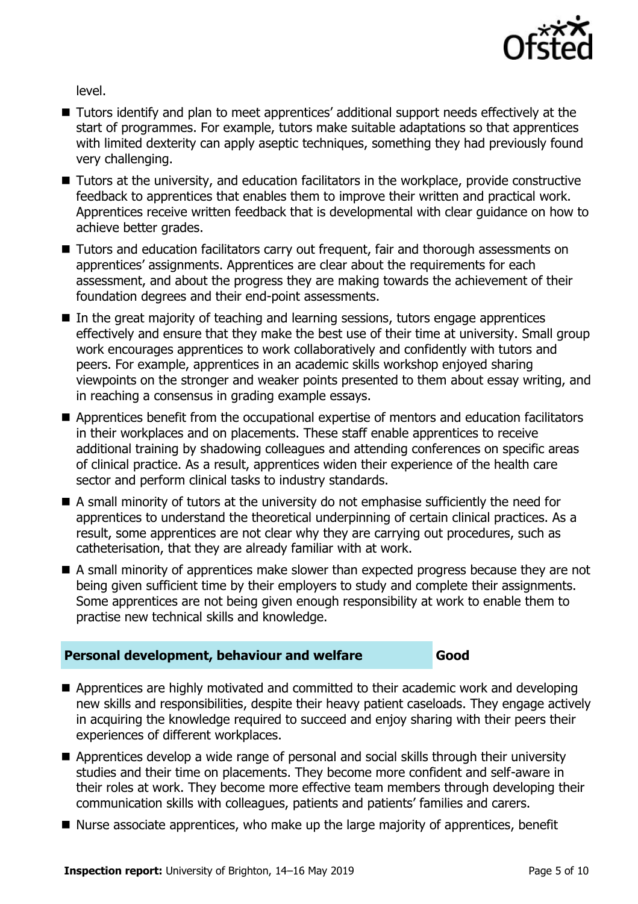level.

- Tutors identify and plan to meet apprentices' additional support needs effectively at the start of programmes. For example, tutors make suitable adaptations so that apprentices with limited dexterity can apply aseptic techniques, something they had previously found very challenging.
- Tutors at the university, and education facilitators in the workplace, provide constructive feedback to apprentices that enables them to improve their written and practical work. Apprentices receive written feedback that is developmental with clear guidance on how to achieve better grades.
- Tutors and education facilitators carry out frequent, fair and thorough assessments on apprentices' assignments. Apprentices are clear about the requirements for each assessment, and about the progress they are making towards the achievement of their foundation degrees and their end-point assessments.
- In the great majority of teaching and learning sessions, tutors engage apprentices effectively and ensure that they make the best use of their time at university. Small group work encourages apprentices to work collaboratively and confidently with tutors and peers. For example, apprentices in an academic skills workshop enjoyed sharing viewpoints on the stronger and weaker points presented to them about essay writing, and in reaching a consensus in grading example essays.
- Apprentices benefit from the occupational expertise of mentors and education facilitators in their workplaces and on placements. These staff enable apprentices to receive additional training by shadowing colleagues and attending conferences on specific areas of clinical practice. As a result, apprentices widen their experience of the health care sector and perform clinical tasks to industry standards.
- A small minority of tutors at the university do not emphasise sufficiently the need for apprentices to understand the theoretical underpinning of certain clinical practices. As a result, some apprentices are not clear why they are carrying out procedures, such as catheterisation, that they are already familiar with at work.
- A small minority of apprentices make slower than expected progress because they are not being given sufficient time by their employers to study and complete their assignments. Some apprentices are not being given enough responsibility at work to enable them to practise new technical skills and knowledge.

## Personal development, behaviour and welfare — Good

- Apprentices are highly motivated and committed to their academic work and developing new skills and responsibilities, despite their heavy patient caseloads. They engage actively in acquiring the knowledge required to succeed and enjoy sharing with their peers their experiences of different workplaces.
- Apprentices develop a wide range of personal and social skills through their university studies and their time on placements. They become more confident and self-aware in their roles at work. They become more effective team members through developing their communication skills with colleagues, patients and patients' families and carers.
- Nurse associate apprentices, who make up the large majority of apprentices, benefit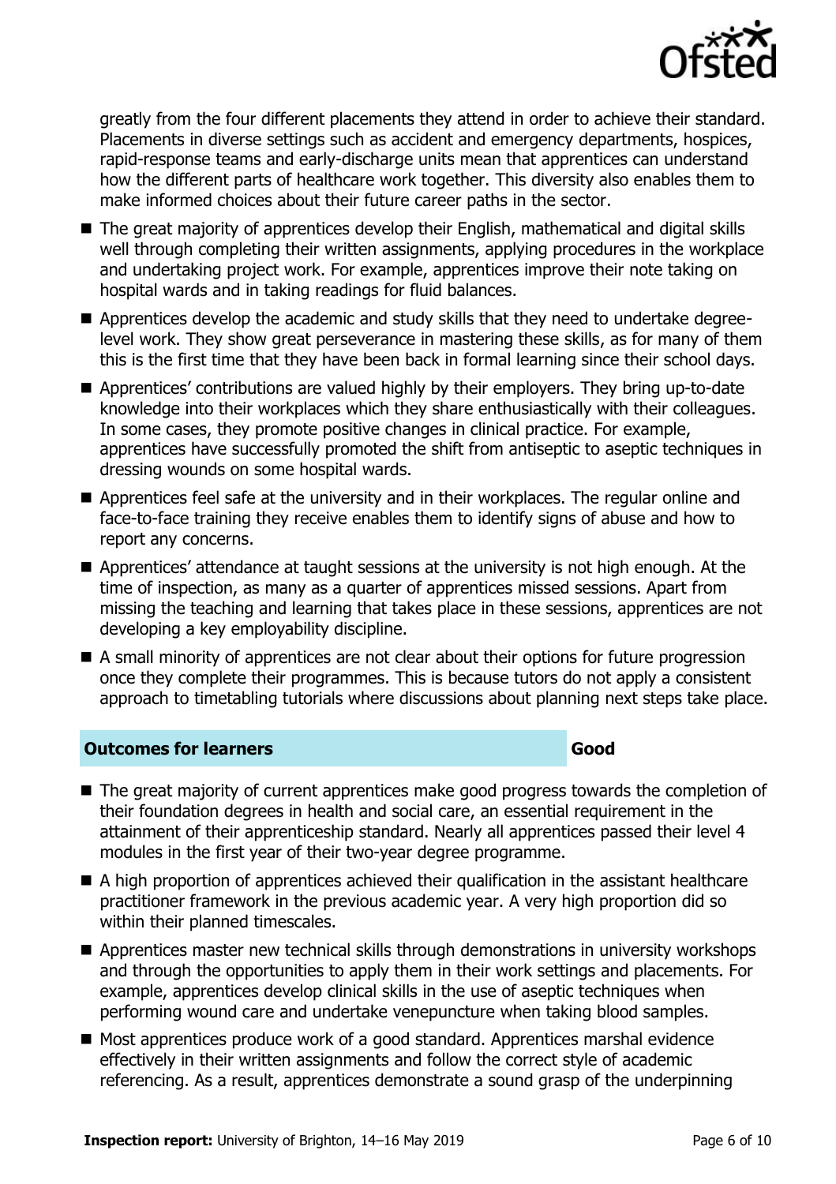greatly from the four different placements they attend in order to achieve their standard. Placements in diverse settings such as accident and emergency departments, hospices, rapid-response teams and early-discharge units mean that apprentices can understand how the different parts of healthcare work together. This diversity also enables them to make informed choices about their future career paths in the sector.

- The great majority of apprentices develop their English, mathematical and digital skills well through completing their written assignments, applying procedures in the workplace and undertaking project work. For example, apprentices improve their note taking on hospital wards and in taking readings for fluid balances.
- Apprentices develop the academic and study skills that they need to undertake degree-level work. They show great perseverance in mastering these skills, as for many of them this is the first time that they have been back in formal learning since their school days.
- Apprentices' contributions are valued highly by their employers. They bring up-to-date knowledge into their workplaces which they share enthusiastically with their colleagues. In some cases, they promote positive changes in clinical practice. For example, apprentices have successfully promoted the shift from antiseptic to aseptic techniques in dressing wounds on some hospital wards.
- Apprentices feel safe at the university and in their workplaces. The regular online and face-to-face training they receive enables them to identify signs of abuse and how to report any concerns.
- Apprentices' attendance at taught sessions at the university is not high enough. At the time of inspection, as many as a quarter of apprentices missed sessions. Apart from missing the teaching and learning that takes place in these sessions, apprentices are not developing a key employability discipline.
- A small minority of apprentices are not clear about their options for future progression once they complete their programmes. This is because tutors do not apply a consistent approach to timetabling tutorials where discussions about planning next steps take place.

## Outcomes for learners — Good

- The great majority of current apprentices make good progress towards the completion of their foundation degrees in health and social care, an essential requirement in the attainment of their apprenticeship standard. Nearly all apprentices passed their level 4 modules in the first year of their two-year degree programme.
- A high proportion of apprentices achieved their qualification in the assistant healthcare practitioner framework in the previous academic year. A very high proportion did so within their planned timescales.
- Apprentices master new technical skills through demonstrations in university workshops and through the opportunities to apply them in their work settings and placements. For example, apprentices develop clinical skills in the use of aseptic techniques when performing wound care and undertake venepuncture when taking blood samples.
- Most apprentices produce work of a good standard. Apprentices marshal evidence effectively in their written assignments and follow the correct style of academic referencing. As a result, apprentices demonstrate a sound grasp of the underpinning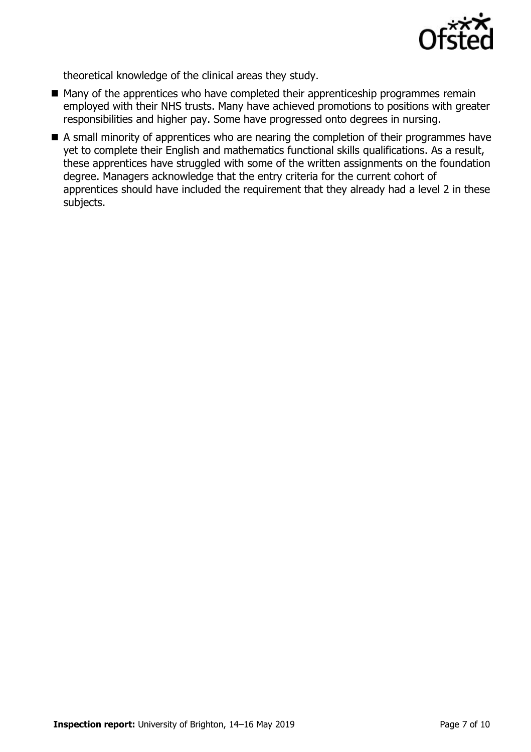theoretical knowledge of the clinical areas they study.

- Many of the apprentices who have completed their apprenticeship programmes remain employed with their NHS trusts. Many have achieved promotions to positions with greater responsibilities and higher pay. Some have progressed onto degrees in nursing.
- A small minority of apprentices who are nearing the completion of their programmes have yet to complete their English and mathematics functional skills qualifications. As a result, these apprentices have struggled with some of the written assignments on the foundation degree. Managers acknowledge that the entry criteria for the current cohort of apprentices should have included the requirement that they already had a level 2 in these subjects.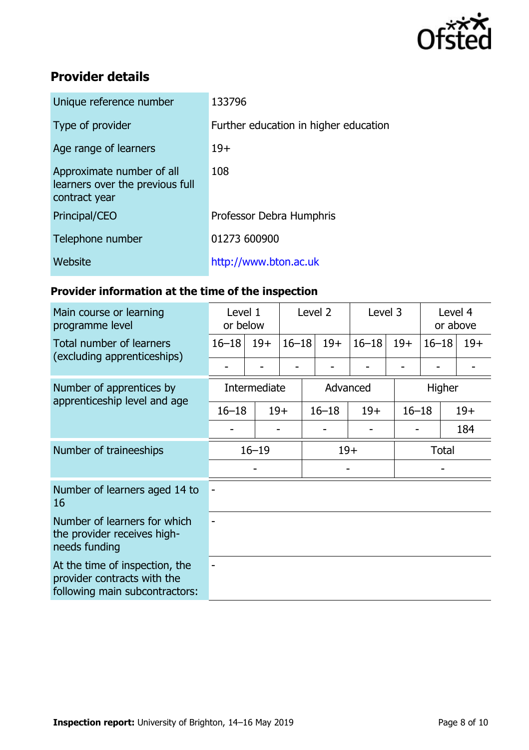## Provider details

| | |
|---|---|
| Unique reference number | 133796 |
| Type of provider | Further education in higher education |
| Age range of learners | 19+ |
| Approximate number of all learners over the previous full contract year | 108 |
| Principal/CEO | Professor Debra Humphris |
| Telephone number | 01273 600900 |
| Website | http://www.bton.ac.uk |

### Provider information at the time of the inspection

| Main course or learning programme level | Level 1 or below | | Level 2 | | Level 3 | | Level 4 or above | |
|---|---|---|---|---|---|---|---|---|
| Total number of learners (excluding apprenticeships) | 16–18 | 19+ | 16–18 | 19+ | 16–18 | 19+ | 16–18 | 19+ |
| | - | - | - | - | - | - | - | - |

| Number of apprentices by apprenticeship level and age | Intermediate | | Advanced | | Higher | |
|---|---|---|---|---|---|---|
| | 16–18 | 19+ | 16–18 | 19+ | 16–18 | 19+ |
| | - | - | - | - | - | 184 |

| Number of traineeships | 16–19 | 19+ | Total |
|---|---|---|---|
| | - | - | - |

| | |
|---|---|
| Number of learners aged 14 to 16 | - |
| Number of learners for which the provider receives high-needs funding | - |
| At the time of inspection, the provider contracts with the following main subcontractors: | - |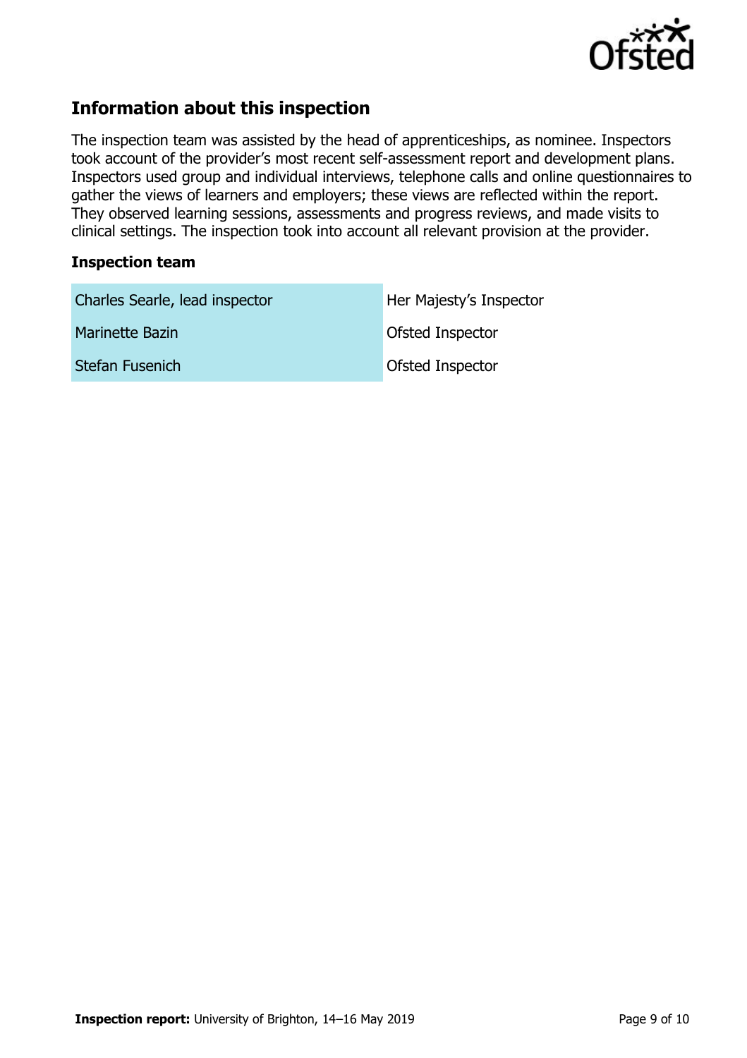## Information about this inspection

The inspection team was assisted by the head of apprenticeships, as nominee. Inspectors took account of the provider's most recent self-assessment report and development plans. Inspectors used group and individual interviews, telephone calls and online questionnaires to gather the views of learners and employers; these views are reflected within the report. They observed learning sessions, assessments and progress reviews, and made visits to clinical settings. The inspection took into account all relevant provision at the provider.

### Inspection team

| | |
|---|---|
| Charles Searle, lead inspector | Her Majesty's Inspector |
| Marinette Bazin | Ofsted Inspector |
| Stefan Fusenich | Ofsted Inspector |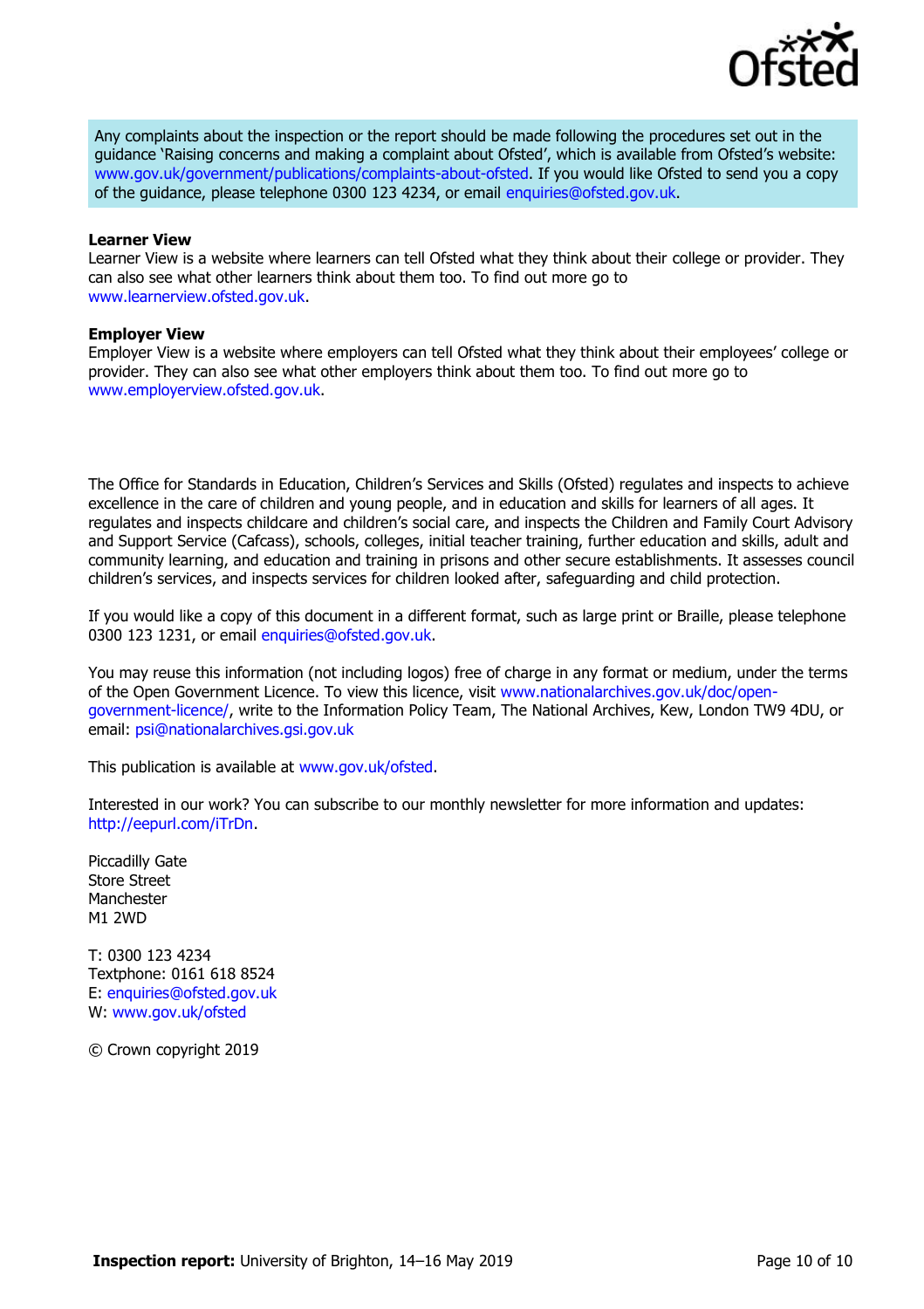Any complaints about the inspection or the report should be made following the procedures set out in the guidance 'Raising concerns and making a complaint about Ofsted', which is available from Ofsted's website: www.gov.uk/government/publications/complaints-about-ofsted. If you would like Ofsted to send you a copy of the guidance, please telephone 0300 123 4234, or email enquiries@ofsted.gov.uk.

**Learner View**
Learner View is a website where learners can tell Ofsted what they think about their college or provider. They can also see what other learners think about them too. To find out more go to www.learnerview.ofsted.gov.uk.

**Employer View**
Employer View is a website where employers can tell Ofsted what they think about their employees' college or provider. They can also see what other employers think about them too. To find out more go to www.employerview.ofsted.gov.uk.

The Office for Standards in Education, Children's Services and Skills (Ofsted) regulates and inspects to achieve excellence in the care of children and young people, and in education and skills for learners of all ages. It regulates and inspects childcare and children's social care, and inspects the Children and Family Court Advisory and Support Service (Cafcass), schools, colleges, initial teacher training, further education and skills, adult and community learning, and education and training in prisons and other secure establishments. It assesses council children's services, and inspects services for children looked after, safeguarding and child protection.

If you would like a copy of this document in a different format, such as large print or Braille, please telephone 0300 123 1231, or email enquiries@ofsted.gov.uk.

You may reuse this information (not including logos) free of charge in any format or medium, under the terms of the Open Government Licence. To view this licence, visit www.nationalarchives.gov.uk/doc/open-government-licence/, write to the Information Policy Team, The National Archives, Kew, London TW9 4DU, or email: psi@nationalarchives.gsi.gov.uk

This publication is available at www.gov.uk/ofsted.

Interested in our work? You can subscribe to our monthly newsletter for more information and updates: http://eepurl.com/iTrDn.

Piccadilly Gate
Store Street
Manchester
M1 2WD

T: 0300 123 4234
Textphone: 0161 618 8524
E: enquiries@ofsted.gov.uk
W: www.gov.uk/ofsted

© Crown copyright 2019